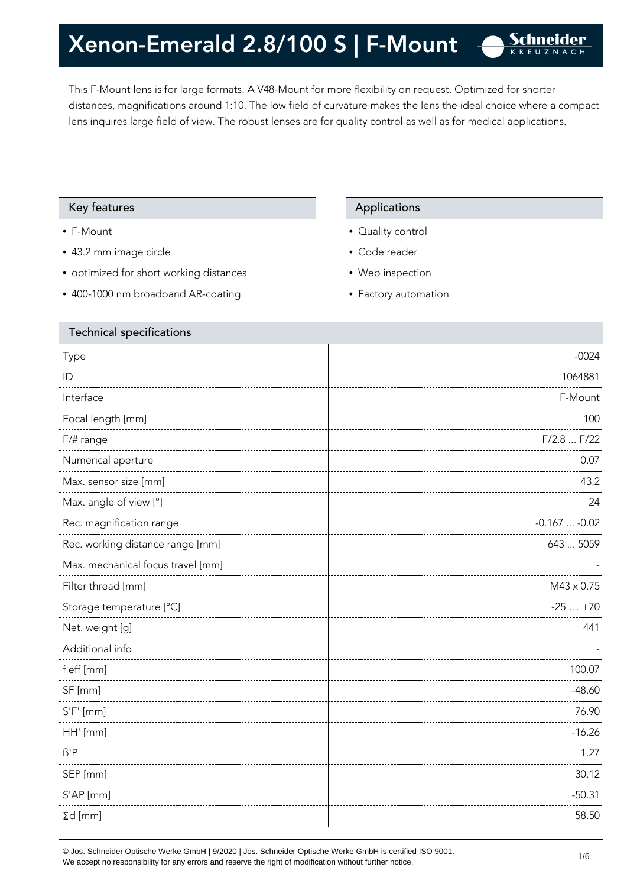# Xenon-Emerald 2.8/100 S | F-Mount

This F-Mount lens is for large formats. A V48-Mount for more flexibility on request. Optimized for shorter distances, magnifications around 1:10. The low field of curvature makes the lens the ideal choice where a compact lens inquires large field of view. The robust lenses are for quality control as well as for medical applications.

## Key features

- F-Mount
- 43.2 mm image circle
- optimized for short working distances
- 400-1000 nm broadband AR-coating

## Applications

- Quality control
- Code reader
- Web inspection
- Factory automation

## Technical specifications

| | |
|---|---:|
| Type | -0024 |
| ID | 1064881 |
| Interface | F-Mount |
| Focal length [mm] | 100 |
| F/# range | F/2.8 ... F/22 |
| Numerical aperture | 0.07 |
| Max. sensor size [mm] | 43.2 |
| Max. angle of view [°] | 24 |
| Rec. magnification range | -0.167 ... -0.02 |
| Rec. working distance range [mm] | 643 ... 5059 |
| Max. mechanical focus travel [mm] | - |
| Filter thread [mm] | M43 x 0.75 |
| Storage temperature [°C] | -25 … +70 |
| Net. weight [g] | 441 |
| Additional info | - |
| f'eff [mm] | 100.07 |
| SF [mm] | -48.60 |
| S'F' [mm] | 76.90 |
| HH' [mm] | -16.26 |
| ß'P | 1.27 |
| SEP [mm] | 30.12 |
| S'AP [mm] | -50.31 |
| Σd [mm] | 58.50 |

© Jos. Schneider Optische Werke GmbH | 9/2020 | Jos. Schneider Optische Werke GmbH is certified ISO 9001.
We accept no responsibility for any errors and reserve the right of modification without further notice.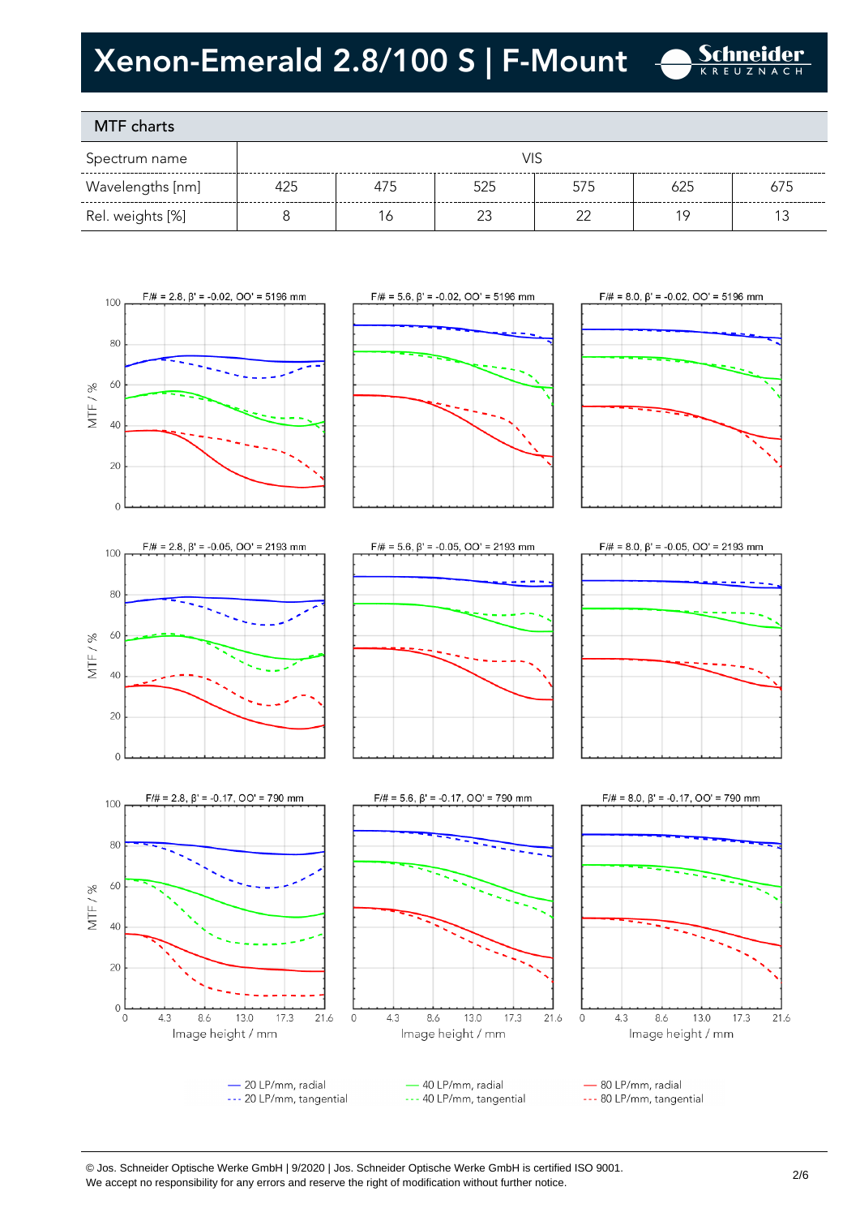# Xenon-Emerald 2.8/100 S | F-Mount

## MTF charts

| Spectrum name | VIS | | | | | |
|---|---|---|---|---|---|---|
| Wavelengths [nm] | 425 | 475 | 525 | 575 | 625 | 675 |
| Rel. weights [%] | 8 | 16 | 23 | 22 | 19 | 13 |

F/# = 2.8, β' = -0.02, OO' = 5196 mm

F/# = 5.6, β' = -0.02, OO' = 5196 mm

F/# = 8.0, β' = -0.02, OO' = 5196 mm

F/# = 2.8, β' = -0.05, OO' = 2193 mm

F/# = 5.6, β' = -0.05, OO' = 2193 mm

F/# = 8.0, β' = -0.05, OO' = 2193 mm

F/# = 2.8, β' = -0.17, OO' = 790 mm

F/# = 5.6, β' = -0.17, OO' = 790 mm

F/# = 8.0, β' = -0.17, OO' = 790 mm

MTF / %

Image height / mm

— 20 LP/mm, radial
--- 20 LP/mm, tangential
— 40 LP/mm, radial
--- 40 LP/mm, tangential
— 80 LP/mm, radial
--- 80 LP/mm, tangential

© Jos. Schneider Optische Werke GmbH | 9/2020 | Jos. Schneider Optische Werke GmbH is certified ISO 9001.
We accept no responsibility for any errors and reserve the right of modification without further notice.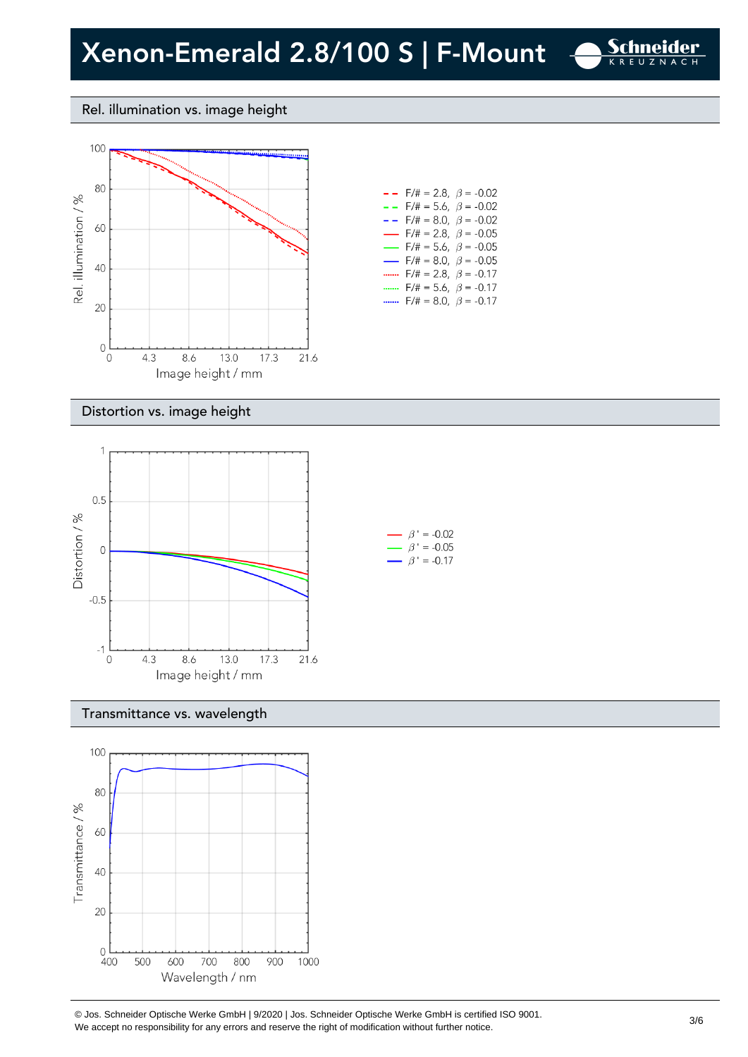# Xenon-Emerald 2.8/100 S | F-Mount

## Rel. illumination vs. image height

Rel. illumination / %

Image height / mm

- F/# = 2.8, $\beta$ = -0.02
- F/# = 5.6, $\beta$ = -0.02
- F/# = 8.0, $\beta$ = -0.02
- F/# = 2.8, $\beta$ = -0.05
- F/# = 5.6, $\beta$ = -0.05
- F/# = 8.0, $\beta$ = -0.05
- F/# = 2.8, $\beta$ = -0.17
- F/# = 5.6, $\beta$ = -0.17
- F/# = 8.0, $\beta$ = -0.17

## Distortion vs. image height

Distortion / %

Image height / mm

- $\beta'$ = -0.02
- $\beta'$ = -0.05
- $\beta'$ = -0.17

## Transmittance vs. wavelength

Transmittance / %

Wavelength / nm

© Jos. Schneider Optische Werke GmbH | 9/2020 | Jos. Schneider Optische Werke GmbH is certified ISO 9001.
We accept no responsibility for any errors and reserve the right of modification without further notice.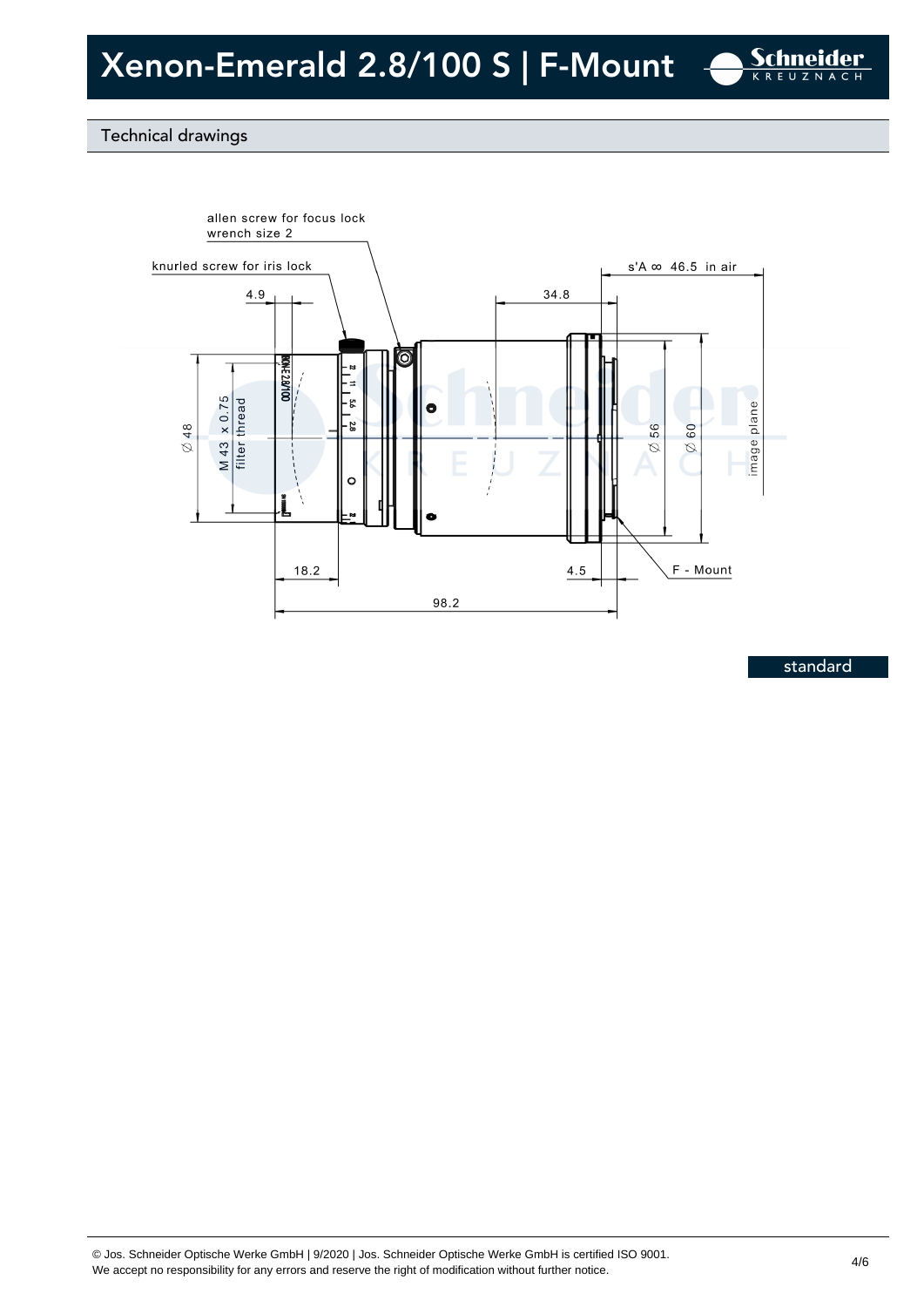# Xenon-Emerald 2.8/100 S | F-Mount

## Technical drawings

allen screw for focus lock
wrench size 2

knurled screw for iris lock

s'A ∞ 46.5 in air

4.9

34.8

∅ 48

M 43 x 0.75
filter thread

∅ 56

∅ 60

image plane

18.2

4.5

F - Mount

98.2

standard

© Jos. Schneider Optische Werke GmbH | 9/2020 | Jos. Schneider Optische Werke GmbH is certified ISO 9001.
We accept no responsibility for any errors and reserve the right of modification without further notice.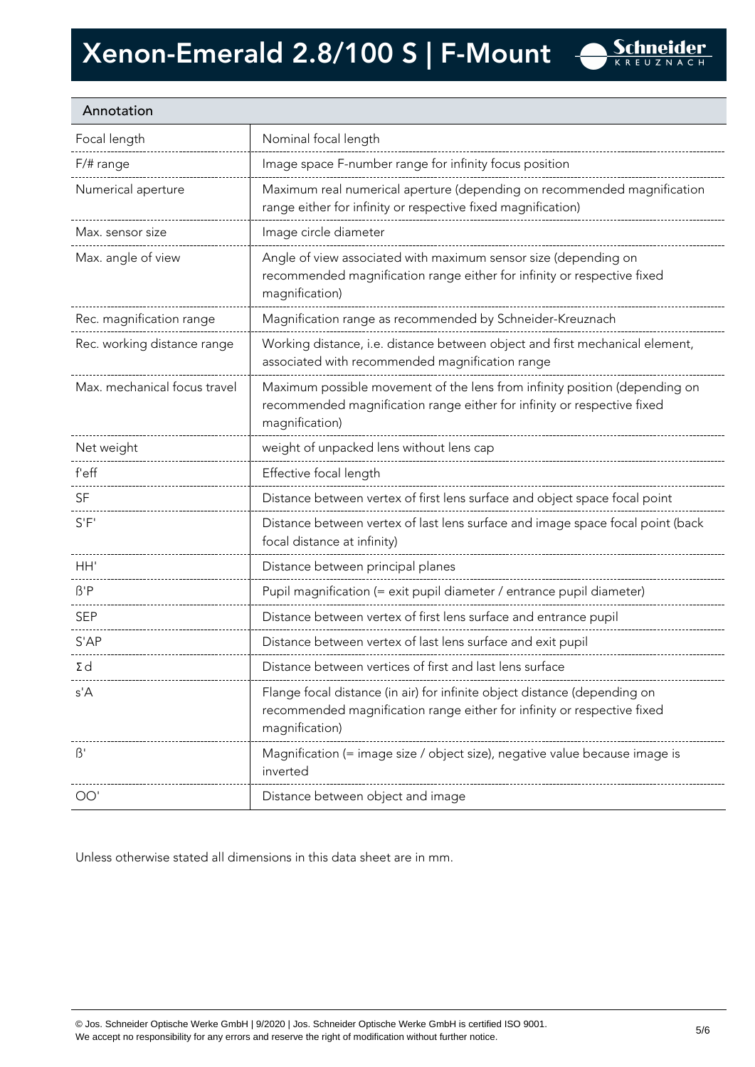# Xenon-Emerald 2.8/100 S | F-Mount

| Annotation | |
|---|---|
| Focal length | Nominal focal length |
| F/# range | Image space F-number range for infinity focus position |
| Numerical aperture | Maximum real numerical aperture (depending on recommended magnification range either for infinity or respective fixed magnification) |
| Max. sensor size | Image circle diameter |
| Max. angle of view | Angle of view associated with maximum sensor size (depending on recommended magnification range either for infinity or respective fixed magnification) |
| Rec. magnification range | Magnification range as recommended by Schneider-Kreuznach |
| Rec. working distance range | Working distance, i.e. distance between object and first mechanical element, associated with recommended magnification range |
| Max. mechanical focus travel | Maximum possible movement of the lens from infinity position (depending on recommended magnification range either for infinity or respective fixed magnification) |
| Net weight | weight of unpacked lens without lens cap |
| f'eff | Effective focal length |
| SF | Distance between vertex of first lens surface and object space focal point |
| S'F' | Distance between vertex of last lens surface and image space focal point (back focal distance at infinity) |
| HH' | Distance between principal planes |
| ß'P | Pupil magnification (= exit pupil diameter / entrance pupil diameter) |
| SEP | Distance between vertex of first lens surface and entrance pupil |
| S'AP | Distance between vertex of last lens surface and exit pupil |
| Σd | Distance between vertices of first and last lens surface |
| s'A | Flange focal distance (in air) for infinite object distance (depending on recommended magnification range either for infinity or respective fixed magnification) |
| ß' | Magnification (= image size / object size), negative value because image is inverted |
| OO' | Distance between object and image |

Unless otherwise stated all dimensions in this data sheet are in mm.

© Jos. Schneider Optische Werke GmbH | 9/2020 | Jos. Schneider Optische Werke GmbH is certified ISO 9001.
We accept no responsibility for any errors and reserve the right of modification without further notice.